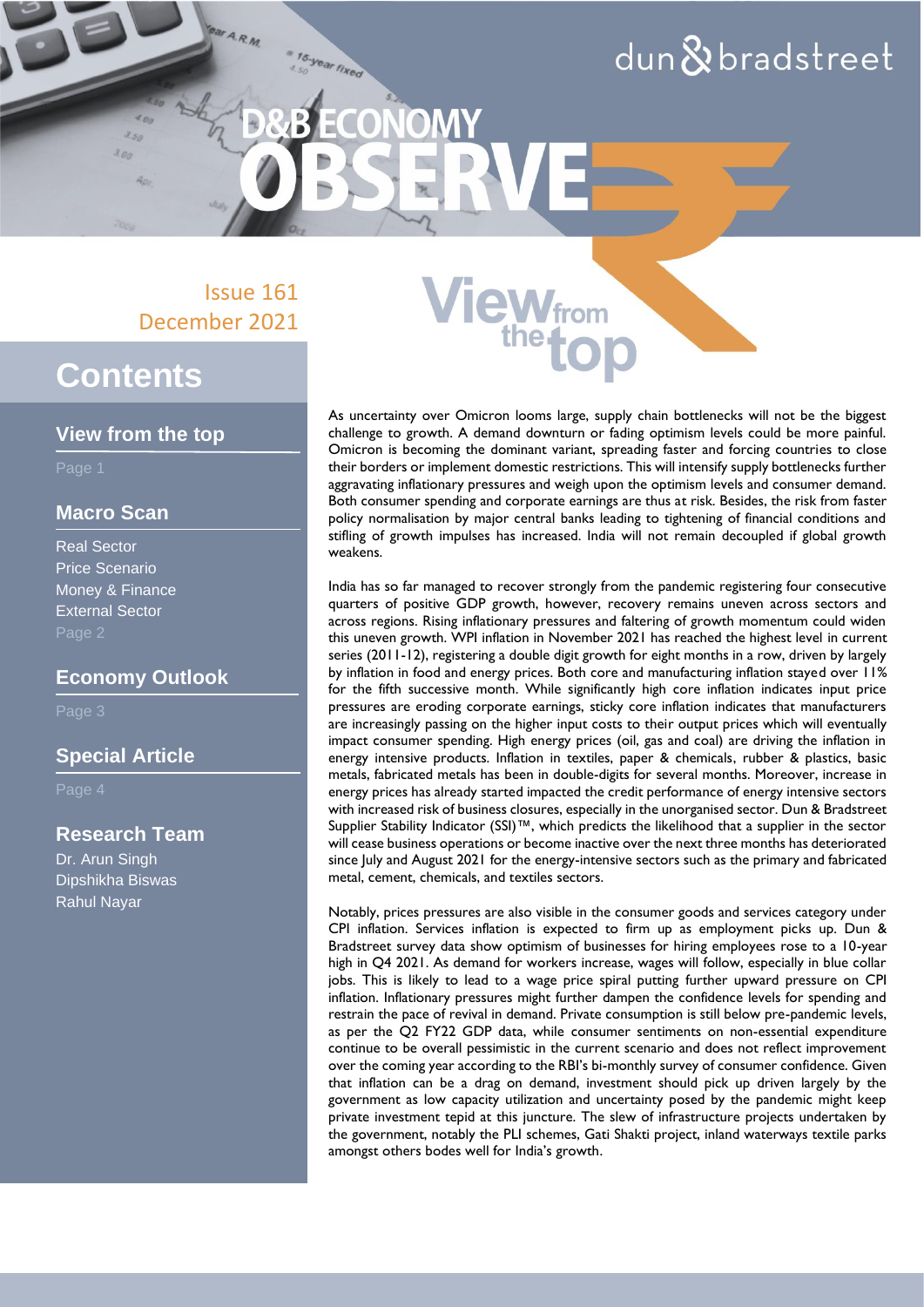# D&B ECONOMY OBSERVER

Issue 161
December 2021

## Contents

**View from the top**
Page 1

**Macro Scan**
Real Sector
Price Scenario
Money & Finance
External Sector
Page 2

**Economy Outlook**
Page 3

**Special Article**
Page 4

**Research Team**
Dr. Arun Singh
Dipshikha Biswas
Rahul Nayar

## View from the top

As uncertainty over Omicron looms large, supply chain bottlenecks will not be the biggest challenge to growth. A demand downturn or fading optimism levels could be more painful. Omicron is becoming the dominant variant, spreading faster and forcing countries to close their borders or implement domestic restrictions. This will intensify supply bottlenecks further aggravating inflationary pressures and weigh upon the optimism levels and consumer demand. Both consumer spending and corporate earnings are thus at risk. Besides, the risk from faster policy normalisation by major central banks leading to tightening of financial conditions and stifling of growth impulses has increased. India will not remain decoupled if global growth weakens.

India has so far managed to recover strongly from the pandemic registering four consecutive quarters of positive GDP growth, however, recovery remains uneven across sectors and across regions. Rising inflationary pressures and faltering of growth momentum could widen this uneven growth. WPI inflation in November 2021 has reached the highest level in current series (2011-12), registering a double digit growth for eight months in a row, driven by largely by inflation in food and energy prices. Both core and manufacturing inflation stayed over 11% for the fifth successive month. While significantly high core inflation indicates input price pressures are eroding corporate earnings, sticky core inflation indicates that manufacturers are increasingly passing on the higher input costs to their output prices which will eventually impact consumer spending. High energy prices (oil, gas and coal) are driving the inflation in energy intensive products. Inflation in textiles, paper & chemicals, rubber & plastics, basic metals, fabricated metals has been in double-digits for several months. Moreover, increase in energy prices has already started impacted the credit performance of energy intensive sectors with increased risk of business closures, especially in the unorganised sector. Dun & Bradstreet Supplier Stability Indicator (SSI)™, which predicts the likelihood that a supplier in the sector will cease business operations or become inactive over the next three months has deteriorated since July and August 2021 for the energy-intensive sectors such as the primary and fabricated metal, cement, chemicals, and textiles sectors.

Notably, prices pressures are also visible in the consumer goods and services category under CPI inflation. Services inflation is expected to firm up as employment picks up. Dun & Bradstreet survey data show optimism of businesses for hiring employees rose to a 10-year high in Q4 2021. As demand for workers increase, wages will follow, especially in blue collar jobs. This is likely to lead to a wage price spiral putting further upward pressure on CPI inflation. Inflationary pressures might further dampen the confidence levels for spending and restrain the pace of revival in demand. Private consumption is still below pre-pandemic levels, as per the Q2 FY22 GDP data, while consumer sentiments on non-essential expenditure continue to be overall pessimistic in the current scenario and does not reflect improvement over the coming year according to the RBI's bi-monthly survey of consumer confidence. Given that inflation can be a drag on demand, investment should pick up driven largely by the government as low capacity utilization and uncertainty posed by the pandemic might keep private investment tepid at this juncture. The slew of infrastructure projects undertaken by the government, notably the PLI schemes, Gati Shakti project, inland waterways textile parks amongst others bodes well for India's growth.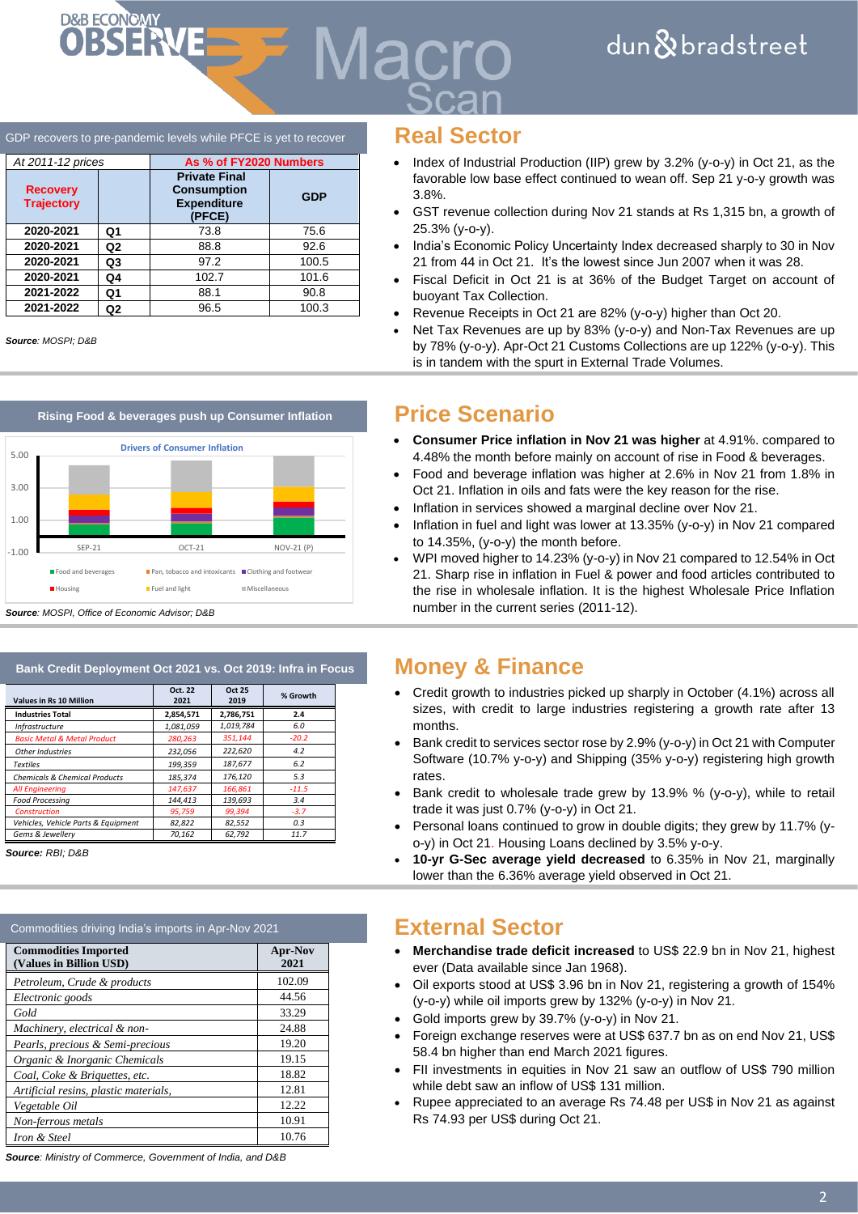## GDP recovers to pre-pandemic levels while PFCE is yet to recover

| At 2011-12 prices | | As % of FY2020 Numbers | |
|---|---|---|---|
| **Recovery Trajectory** | | **Private Final Consumption Expenditure (PFCE)** | **GDP** |
| **2020-2021** | **Q1** | 73.8 | 75.6 |
| **2020-2021** | **Q2** | 88.8 | 92.6 |
| **2020-2021** | **Q3** | 97.2 | 100.5 |
| **2020-2021** | **Q4** | 102.7 | 101.6 |
| **2021-2022** | **Q1** | 88.1 | 90.8 |
| **2021-2022** | **Q2** | 96.5 | 100.3 |

***Source**: MOSPI; D&B*

# Real Sector

- Index of Industrial Production (IIP) grew by 3.2% (y-o-y) in Oct 21, as the favorable low base effect continued to wean off. Sep 21 y-o-y growth was 3.8%.
- GST revenue collection during Nov 21 stands at Rs 1,315 bn, a growth of 25.3% (y-o-y).
- India's Economic Policy Uncertainty Index decreased sharply to 30 in Nov 21 from 44 in Oct 21. It's the lowest since Jun 2007 when it was 28.
- Fiscal Deficit in Oct 21 is at 36% of the Budget Target on account of buoyant Tax Collection.
- Revenue Receipts in Oct 21 are 82% (y-o-y) higher than Oct 20.
- Net Tax Revenues are up by 83% (y-o-y) and Non-Tax Revenues are up by 78% (y-o-y). Apr-Oct 21 Customs Collections are up 122% (y-o-y). This is in tandem with the spurt in External Trade Volumes.

## Rising Food & beverages push up Consumer Inflation

Drivers of Consumer Inflation

Legend: Food and beverages; Pan, tobacco and intoxicants; Clothing and footwear; Housing; Fuel and light; Miscellaneous

X-axis: SEP-21, OCT-21, NOV-21 (P)

***Source**: MOSPI, Office of Economic Advisor; D&B*

# Price Scenario

- **Consumer Price inflation in Nov 21 was higher** at 4.91%. compared to 4.48% the month before mainly on account of rise in Food & beverages.
- Food and beverage inflation was higher at 2.6% in Nov 21 from 1.8% in Oct 21. Inflation in oils and fats were the key reason for the rise.
- Inflation in services showed a marginal decline over Nov 21.
- Inflation in fuel and light was lower at 13.35% (y-o-y) in Nov 21 compared to 14.35%, (y-o-y) the month before.
- WPI moved higher to 14.23% (y-o-y) in Nov 21 compared to 12.54% in Oct 21. Sharp rise in inflation in Fuel & power and food articles contributed to the rise in wholesale inflation. It is the highest Wholesale Price Inflation number in the current series (2011-12).

## Bank Credit Deployment Oct 2021 vs. Oct 2019: Infra in Focus

| Values in Rs 10 Million | Oct. 22 2021 | Oct 25 2019 | % Growth |
|---|---|---|---|
| **Industries Total** | **2,854,571** | **2,786,751** | **2.4** |
| *Infrastructure* | *1,081,059* | *1,019,784* | *6.0* |
| *Basic Metal & Metal Product* | *280,263* | *351,144* | *-20.2* |
| *Other Industries* | *232,056* | *222,620* | *4.2* |
| *Textiles* | *199,359* | *187,677* | *6.2* |
| *Chemicals & Chemical Products* | *185,374* | *176,120* | *5.3* |
| *All Engineering* | *147,637* | *166,861* | *-11.5* |
| *Food Processing* | *144,413* | *139,693* | *3.4* |
| *Construction* | *95,759* | *99,394* | *-3.7* |
| *Vehicles, Vehicle Parts & Equipment* | *82,822* | *82,552* | *0.3* |
| *Gems & Jewellery* | *70,162* | *62,792* | *11.7* |

***Source**: RBI; D&B*

# Money & Finance

- Credit growth to industries picked up sharply in October (4.1%) across all sizes, with credit to large industries registering a growth rate after 13 months.
- Bank credit to services sector rose by 2.9% (y-o-y) in Oct 21 with Computer Software (10.7% y-o-y) and Shipping (35% y-o-y) registering high growth rates.
- Bank credit to wholesale trade grew by 13.9% % (y-o-y), while to retail trade it was just 0.7% (y-o-y) in Oct 21.
- Personal loans continued to grow in double digits; they grew by 11.7% (y-o-y) in Oct 21. Housing Loans declined by 3.5% y-o-y.
- **10-yr G-Sec average yield decreased** to 6.35% in Nov 21, marginally lower than the 6.36% average yield observed in Oct 21.

## Commodities driving India's imports in Apr-Nov 2021

| **Commodities Imported (Values in Billion USD)** | **Apr-Nov 2021** |
|---|---|
| *Petroleum, Crude & products* | 102.09 |
| *Electronic goods* | 44.56 |
| *Gold* | 33.29 |
| *Machinery, electrical & non-* | 24.88 |
| *Pearls, precious & Semi-precious* | 19.20 |
| *Organic & Inorganic Chemicals* | 19.15 |
| *Coal, Coke & Briquettes, etc.* | 18.82 |
| *Artificial resins, plastic materials,* | 12.81 |
| *Vegetable Oil* | 12.22 |
| *Non-ferrous metals* | 10.91 |
| *Iron & Steel* | 10.76 |

***Source**: Ministry of Commerce, Government of India, and D&B*

# External Sector

- **Merchandise trade deficit increased** to US$ 22.9 bn in Nov 21, highest ever (Data available since Jan 1968).
- Oil exports stood at US$ 3.96 bn in Nov 21, registering a growth of 154% (y-o-y) while oil imports grew by 132% (y-o-y) in Nov 21.
- Gold imports grew by 39.7% (y-o-y) in Nov 21.
- Foreign exchange reserves were at US$ 637.7 bn as on end Nov 21, US$ 58.4 bn higher than end March 2021 figures.
- FII investments in equities in Nov 21 saw an outflow of US$ 790 million while debt saw an inflow of US$ 131 million.
- Rupee appreciated to an average Rs 74.48 per US$ in Nov 21 as against Rs 74.93 per US$ during Oct 21.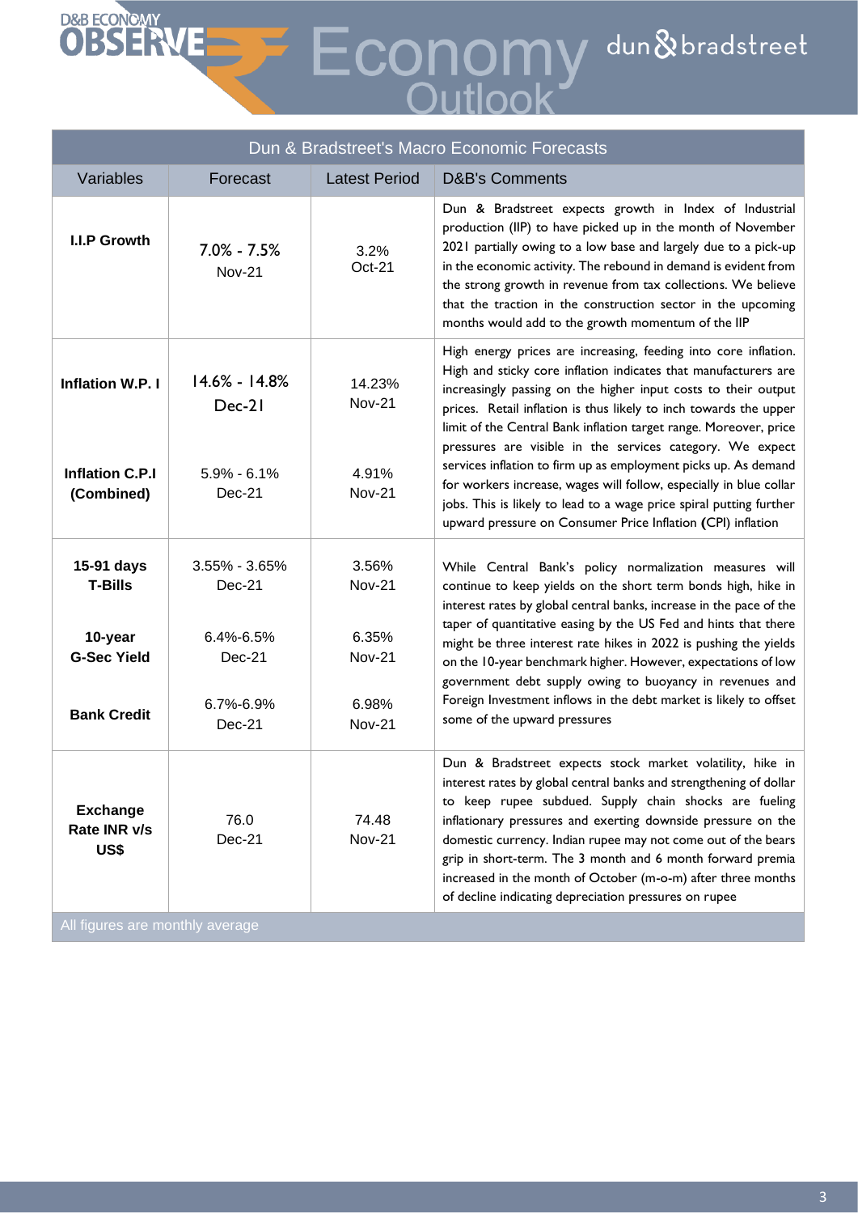| Dun & Bradstreet's Macro Economic Forecasts | | | |
|---|---|---|---|
| Variables | Forecast | Latest Period | D&B's Comments |
| **I.I.P Growth** | 7.0% - 7.5%<br>Nov-21 | 3.2%<br>Oct-21 | Dun & Bradstreet expects growth in Index of Industrial production (IIP) to have picked up in the month of November 2021 partially owing to a low base and largely due to a pick-up in the economic activity. The rebound in demand is evident from the strong growth in revenue from tax collections. We believe that the traction in the construction sector in the upcoming months would add to the growth momentum of the IIP |
| **Inflation W.P. I** | 14.6% - 14.8%<br>Dec-21 | 14.23%<br>Nov-21 | High energy prices are increasing, feeding into core inflation. High and sticky core inflation indicates that manufacturers are increasingly passing on the higher input costs to their output prices. Retail inflation is thus likely to inch towards the upper limit of the Central Bank inflation target range. Moreover, price pressures are visible in the services category. We expect services inflation to firm up as employment picks up. As demand for workers increase, wages will follow, especially in blue collar jobs. This is likely to lead to a wage price spiral putting further upward pressure on Consumer Price Inflation **(**CPI) inflation |
| **Inflation C.P.I (Combined)** | 5.9% - 6.1%<br>Dec-21 | 4.91%<br>Nov-21 | |
| **15-91 days T-Bills** | 3.55% - 3.65%<br>Dec-21 | 3.56%<br>Nov-21 | While Central Bank's policy normalization measures will continue to keep yields on the short term bonds high, hike in interest rates by global central banks, increase in the pace of the taper of quantitative easing by the US Fed and hints that there might be three interest rate hikes in 2022 is pushing the yields on the 10-year benchmark higher. However, expectations of low government debt supply owing to buoyancy in revenues and Foreign Investment inflows in the debt market is likely to offset some of the upward pressures |
| **10-year G-Sec Yield** | 6.4%-6.5%<br>Dec-21 | 6.35%<br>Nov-21 | |
| **Bank Credit** | 6.7%-6.9%<br>Dec-21 | 6.98%<br>Nov-21 | |
| **Exchange Rate INR v/s US$** | 76.0<br>Dec-21 | 74.48<br>Nov-21 | Dun & Bradstreet expects stock market volatility, hike in interest rates by global central banks and strengthening of dollar to keep rupee subdued. Supply chain shocks are fueling inflationary pressures and exerting downside pressure on the domestic currency. Indian rupee may not come out of the bears grip in short-term. The 3 month and 6 month forward premia increased in the month of October (m-o-m) after three months of decline indicating depreciation pressures on rupee |

All figures are monthly average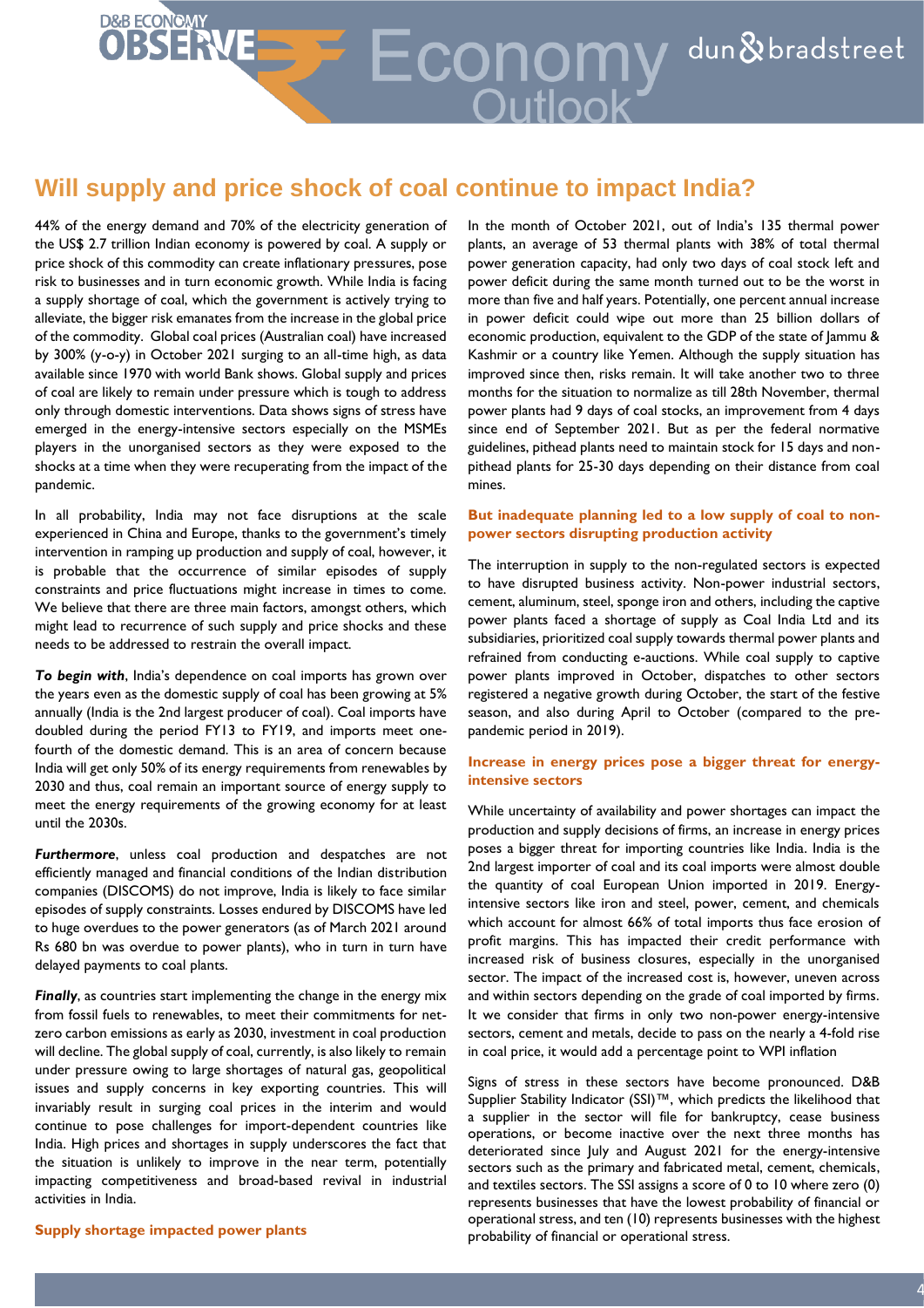# Will supply and price shock of coal continue to impact India?

44% of the energy demand and 70% of the electricity generation of the US$ 2.7 trillion Indian economy is powered by coal. A supply or price shock of this commodity can create inflationary pressures, pose risk to businesses and in turn economic growth. While India is facing a supply shortage of coal, which the government is actively trying to alleviate, the bigger risk emanates from the increase in the global price of the commodity. Global coal prices (Australian coal) have increased by 300% (y-o-y) in October 2021 surging to an all-time high, as data available since 1970 with world Bank shows. Global supply and prices of coal are likely to remain under pressure which is tough to address only through domestic interventions. Data shows signs of stress have emerged in the energy-intensive sectors especially on the MSMEs players in the unorganised sectors as they were exposed to the shocks at a time when they were recuperating from the impact of the pandemic.

In all probability, India may not face disruptions at the scale experienced in China and Europe, thanks to the government's timely intervention in ramping up production and supply of coal, however, it is probable that the occurrence of similar episodes of supply constraints and price fluctuations might increase in times to come. We believe that there are three main factors, amongst others, which might lead to recurrence of such supply and price shocks and these needs to be addressed to restrain the overall impact.

***To begin with***, India's dependence on coal imports has grown over the years even as the domestic supply of coal has been growing at 5% annually (India is the 2nd largest producer of coal). Coal imports have doubled during the period FY13 to FY19, and imports meet one-fourth of the domestic demand. This is an area of concern because India will get only 50% of its energy requirements from renewables by 2030 and thus, coal remain an important source of energy supply to meet the energy requirements of the growing economy for at least until the 2030s.

***Furthermore***, unless coal production and despatches are not efficiently managed and financial conditions of the Indian distribution companies (DISCOMS) do not improve, India is likely to face similar episodes of supply constraints. Losses endured by DISCOMS have led to huge overdues to the power generators (as of March 2021 around Rs 680 bn was overdue to power plants), who in turn in turn have delayed payments to coal plants.

***Finally***, as countries start implementing the change in the energy mix from fossil fuels to renewables, to meet their commitments for net-zero carbon emissions as early as 2030, investment in coal production will decline. The global supply of coal, currently, is also likely to remain under pressure owing to large shortages of natural gas, geopolitical issues and supply concerns in key exporting countries. This will invariably result in surging coal prices in the interim and would continue to pose challenges for import-dependent countries like India. High prices and shortages in supply underscores the fact that the situation is unlikely to improve in the near term, potentially impacting competitiveness and broad-based revival in industrial activities in India.

### Supply shortage impacted power plants

In the month of October 2021, out of India's 135 thermal power plants, an average of 53 thermal plants with 38% of total thermal power generation capacity, had only two days of coal stock left and power deficit during the same month turned out to be the worst in more than five and half years. Potentially, one percent annual increase in power deficit could wipe out more than 25 billion dollars of economic production, equivalent to the GDP of the state of Jammu & Kashmir or a country like Yemen. Although the supply situation has improved since then, risks remain. It will take another two to three months for the situation to normalize as till 28th November, thermal power plants had 9 days of coal stocks, an improvement from 4 days since end of September 2021. But as per the federal normative guidelines, pithead plants need to maintain stock for 15 days and non-pithead plants for 25-30 days depending on their distance from coal mines.

### But inadequate planning led to a low supply of coal to non-power sectors disrupting production activity

The interruption in supply to the non-regulated sectors is expected to have disrupted business activity. Non-power industrial sectors, cement, aluminum, steel, sponge iron and others, including the captive power plants faced a shortage of supply as Coal India Ltd and its subsidiaries, prioritized coal supply towards thermal power plants and refrained from conducting e-auctions. While coal supply to captive power plants improved in October, dispatches to other sectors registered a negative growth during October, the start of the festive season, and also during April to October (compared to the pre-pandemic period in 2019).

### Increase in energy prices pose a bigger threat for energy-intensive sectors

While uncertainty of availability and power shortages can impact the production and supply decisions of firms, an increase in energy prices poses a bigger threat for importing countries like India. India is the 2nd largest importer of coal and its coal imports were almost double the quantity of coal European Union imported in 2019. Energy-intensive sectors like iron and steel, power, cement, and chemicals which account for almost 66% of total imports thus face erosion of profit margins. This has impacted their credit performance with increased risk of business closures, especially in the unorganised sector. The impact of the increased cost is, however, uneven across and within sectors depending on the grade of coal imported by firms. It we consider that firms in only two non-power energy-intensive sectors, cement and metals, decide to pass on the nearly a 4-fold rise in coal price, it would add a percentage point to WPI inflation

Signs of stress in these sectors have become pronounced. D&B Supplier Stability Indicator (SSI)™, which predicts the likelihood that a supplier in the sector will file for bankruptcy, cease business operations, or become inactive over the next three months has deteriorated since July and August 2021 for the energy-intensive sectors such as the primary and fabricated metal, cement, chemicals, and textiles sectors. The SSI assigns a score of 0 to 10 where zero (0) represents businesses that have the lowest probability of financial or operational stress, and ten (10) represents businesses with the highest probability of financial or operational stress.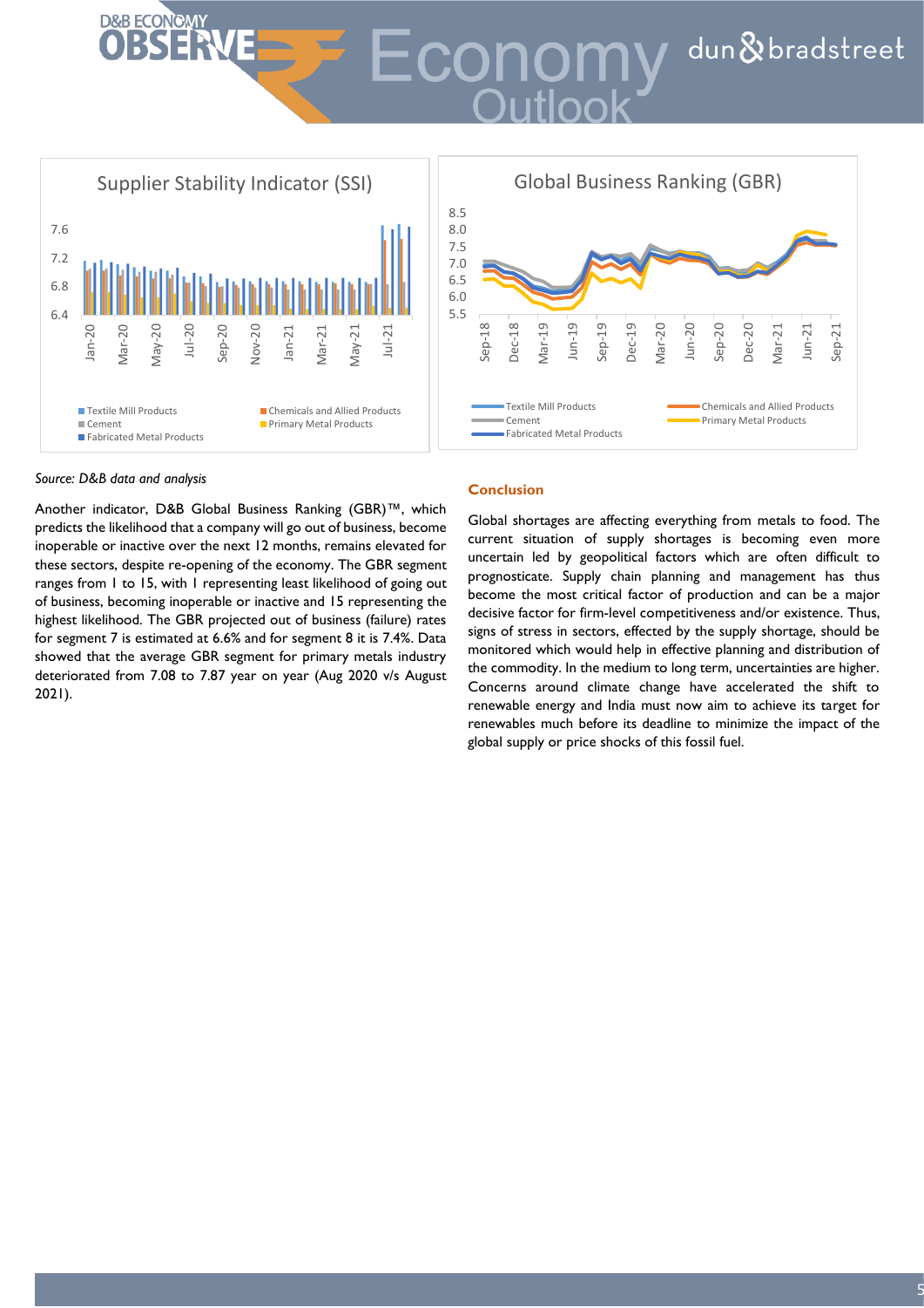Supplier Stability Indicator (SSI)

7.6
7.2
6.8
6.4

Jan-20 Mar-20 May-20 Jul-20 Sep-20 Nov-20 Jan-21 Mar-21 May-21 Jul-21

Textile Mill Products
Chemicals and Allied Products
Cement
Primary Metal Products
Fabricated Metal Products

Global Business Ranking (GBR)

8.5
8.0
7.5
7.0
6.5
6.0
5.5

Sep-18 Dec-18 Mar-19 Jun-19 Sep-19 Dec-19 Mar-20 Jun-20 Sep-20 Dec-20 Mar-21 Jun-21 Sep-21

Textile Mill Products
Chemicals and Allied Products
Cement
Primary Metal Products
Fabricated Metal Products

*Source: D&B data and analysis*

Another indicator, D&B Global Business Ranking (GBR)™, which predicts the likelihood that a company will go out of business, become inoperable or inactive over the next 12 months, remains elevated for these sectors, despite re-opening of the economy. The GBR segment ranges from 1 to 15, with 1 representing least likelihood of going out of business, becoming inoperable or inactive and 15 representing the highest likelihood. The GBR projected out of business (failure) rates for segment 7 is estimated at 6.6% and for segment 8 it is 7.4%. Data showed that the average GBR segment for primary metals industry deteriorated from 7.08 to 7.87 year on year (Aug 2020 v/s August 2021).

## Conclusion

Global shortages are affecting everything from metals to food. The current situation of supply shortages is becoming even more uncertain led by geopolitical factors which are often difficult to prognosticate. Supply chain planning and management has thus become the most critical factor of production and can be a major decisive factor for firm-level competitiveness and/or existence. Thus, signs of stress in sectors, effected by the supply shortage, should be monitored which would help in effective planning and distribution of the commodity. In the medium to long term, uncertainties are higher. Concerns around climate change have accelerated the shift to renewable energy and India must now aim to achieve its target for renewables much before its deadline to minimize the impact of the global supply or price shocks of this fossil fuel.